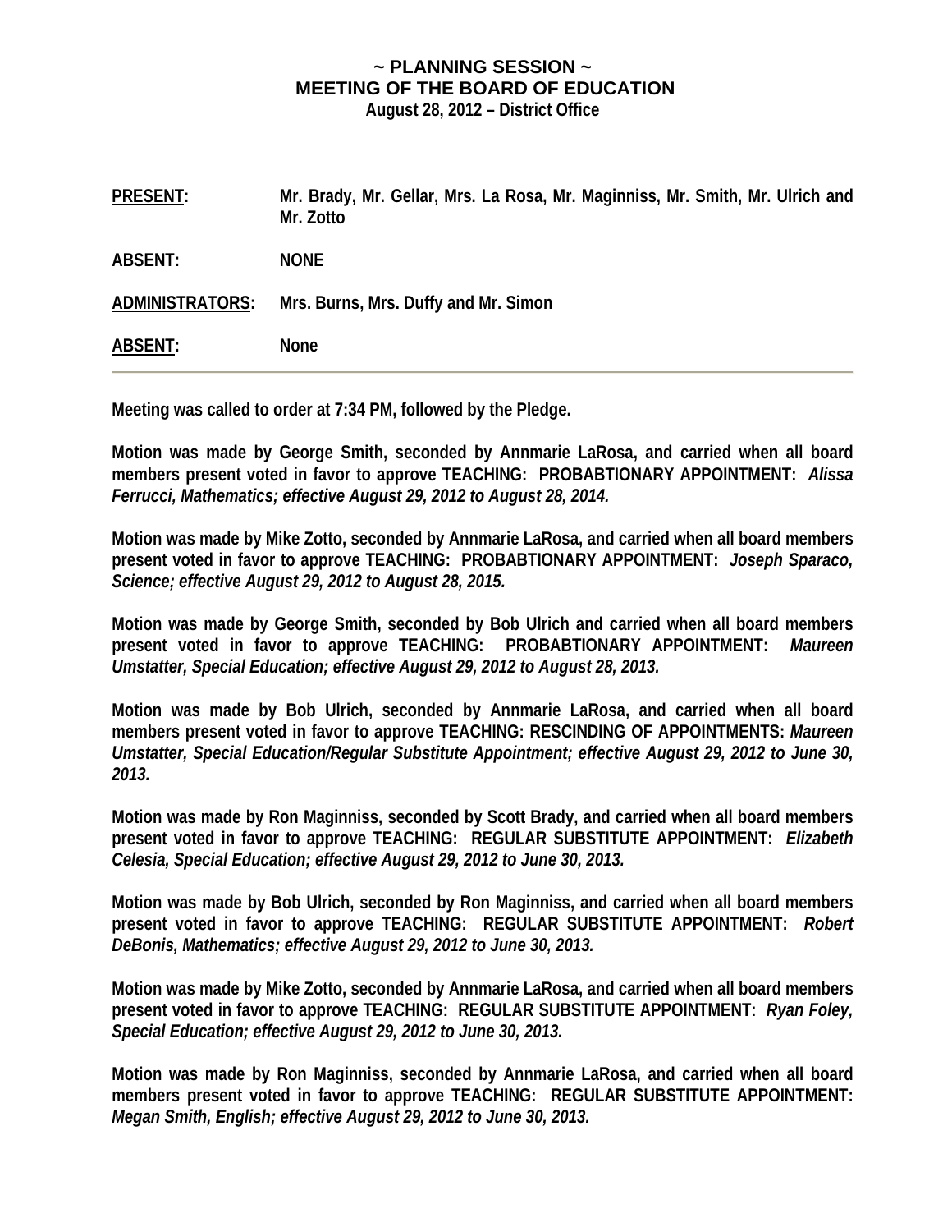# ~ PLANNING SESSION ~
## MEETING OF THE BOARD OF EDUCATION
**August 28, 2012 – District Office**

| | |
|---|---|
| **PRESENT:** | **Mr. Brady, Mr. Gellar, Mrs. La Rosa, Mr. Maginniss, Mr. Smith, Mr. Ulrich and Mr. Zotto** |
| **ABSENT:** | **NONE** |
| **ADMINISTRATORS:** | **Mrs. Burns, Mrs. Duffy and Mr. Simon** |
| **ABSENT:** | **None** |

---

**Meeting was called to order at 7:34 PM, followed by the Pledge.**

**Motion was made by George Smith, seconded by Annmarie LaRosa, and carried when all board members present voted in favor to approve TEACHING: PROBABTIONARY APPOINTMENT: *Alissa Ferrucci, Mathematics; effective August 29, 2012 to August 28, 2014.***

**Motion was made by Mike Zotto, seconded by Annmarie LaRosa, and carried when all board members present voted in favor to approve TEACHING: PROBABTIONARY APPOINTMENT: *Joseph Sparaco, Science; effective August 29, 2012 to August 28, 2015.***

**Motion was made by George Smith, seconded by Bob Ulrich and carried when all board members present voted in favor to approve TEACHING: PROBABTIONARY APPOINTMENT: *Maureen Umstatter, Special Education; effective August 29, 2012 to August 28, 2013.***

**Motion was made by Bob Ulrich, seconded by Annmarie LaRosa, and carried when all board members present voted in favor to approve TEACHING: RESCINDING OF APPOINTMENTS: *Maureen Umstatter, Special Education/Regular Substitute Appointment; effective August 29, 2012 to June 30, 2013.***

**Motion was made by Ron Maginniss, seconded by Scott Brady, and carried when all board members present voted in favor to approve TEACHING: REGULAR SUBSTITUTE APPOINTMENT: *Elizabeth Celesia, Special Education; effective August 29, 2012 to June 30, 2013.***

**Motion was made by Bob Ulrich, seconded by Ron Maginniss, and carried when all board members present voted in favor to approve TEACHING: REGULAR SUBSTITUTE APPOINTMENT: *Robert DeBonis, Mathematics; effective August 29, 2012 to June 30, 2013.***

**Motion was made by Mike Zotto, seconded by Annmarie LaRosa, and carried when all board members present voted in favor to approve TEACHING: REGULAR SUBSTITUTE APPOINTMENT: *Ryan Foley, Special Education; effective August 29, 2012 to June 30, 2013.***

**Motion was made by Ron Maginniss, seconded by Annmarie LaRosa, and carried when all board members present voted in favor to approve TEACHING: REGULAR SUBSTITUTE APPOINTMENT: *Megan Smith, English; effective August 29, 2012 to June 30, 2013.***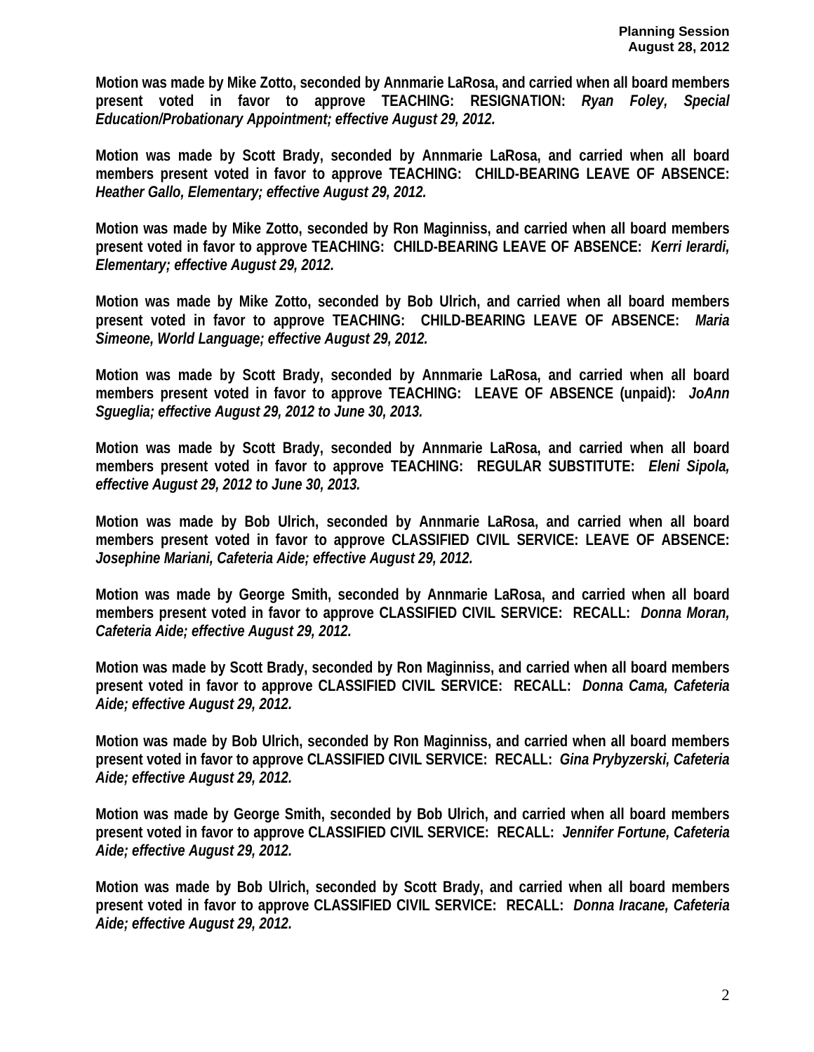**Motion was made by Mike Zotto, seconded by Annmarie LaRosa, and carried when all board members present voted in favor to approve TEACHING: RESIGNATION:** ***Ryan Foley, Special Education/Probationary Appointment; effective August 29, 2012.***

**Motion was made by Scott Brady, seconded by Annmarie LaRosa, and carried when all board members present voted in favor to approve TEACHING: CHILD-BEARING LEAVE OF ABSENCE:** ***Heather Gallo, Elementary; effective August 29, 2012.***

**Motion was made by Mike Zotto, seconded by Ron Maginniss, and carried when all board members present voted in favor to approve TEACHING: CHILD-BEARING LEAVE OF ABSENCE:** ***Kerri Ierardi, Elementary; effective August 29, 2012.***

**Motion was made by Mike Zotto, seconded by Bob Ulrich, and carried when all board members present voted in favor to approve TEACHING: CHILD-BEARING LEAVE OF ABSENCE:** ***Maria Simeone, World Language; effective August 29, 2012.***

**Motion was made by Scott Brady, seconded by Annmarie LaRosa, and carried when all board members present voted in favor to approve TEACHING: LEAVE OF ABSENCE (unpaid):** ***JoAnn Sgueglia; effective August 29, 2012 to June 30, 2013.***

**Motion was made by Scott Brady, seconded by Annmarie LaRosa, and carried when all board members present voted in favor to approve TEACHING: REGULAR SUBSTITUTE:** ***Eleni Sipola, effective August 29, 2012 to June 30, 2013.***

**Motion was made by Bob Ulrich, seconded by Annmarie LaRosa, and carried when all board members present voted in favor to approve CLASSIFIED CIVIL SERVICE: LEAVE OF ABSENCE:** ***Josephine Mariani, Cafeteria Aide; effective August 29, 2012.***

**Motion was made by George Smith, seconded by Annmarie LaRosa, and carried when all board members present voted in favor to approve CLASSIFIED CIVIL SERVICE: RECALL:** ***Donna Moran, Cafeteria Aide; effective August 29, 2012.***

**Motion was made by Scott Brady, seconded by Ron Maginniss, and carried when all board members present voted in favor to approve CLASSIFIED CIVIL SERVICE: RECALL:** ***Donna Cama, Cafeteria Aide; effective August 29, 2012.***

**Motion was made by Bob Ulrich, seconded by Ron Maginniss, and carried when all board members present voted in favor to approve CLASSIFIED CIVIL SERVICE: RECALL:** ***Gina Prybyzerski, Cafeteria Aide; effective August 29, 2012.***

**Motion was made by George Smith, seconded by Bob Ulrich, and carried when all board members present voted in favor to approve CLASSIFIED CIVIL SERVICE: RECALL:** ***Jennifer Fortune, Cafeteria Aide; effective August 29, 2012.***

**Motion was made by Bob Ulrich, seconded by Scott Brady, and carried when all board members present voted in favor to approve CLASSIFIED CIVIL SERVICE: RECALL:** ***Donna Iracane, Cafeteria Aide; effective August 29, 2012.***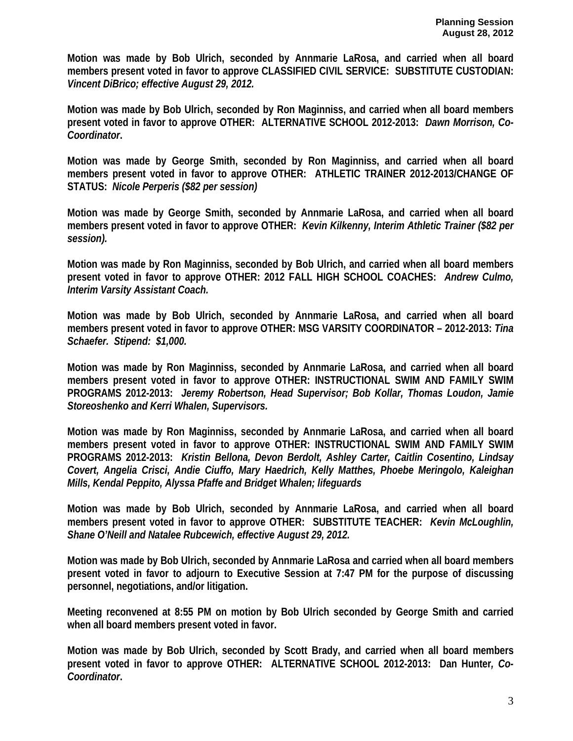**Motion was made by Bob Ulrich, seconded by Annmarie LaRosa, and carried when all board members present voted in favor to approve CLASSIFIED CIVIL SERVICE: SUBSTITUTE CUSTODIAN:** ***Vincent DiBrico; effective August 29, 2012.***

**Motion was made by Bob Ulrich, seconded by Ron Maginniss, and carried when all board members present voted in favor to approve OTHER: ALTERNATIVE SCHOOL 2012-2013:** ***Dawn Morrison, Co-Coordinator*****.**

**Motion was made by George Smith, seconded by Ron Maginniss, and carried when all board members present voted in favor to approve OTHER: ATHLETIC TRAINER 2012-2013/CHANGE OF STATUS:** ***Nicole Perperis ($82 per session)***

**Motion was made by George Smith, seconded by Annmarie LaRosa, and carried when all board members present voted in favor to approve OTHER:** ***Kevin Kilkenny, Interim Athletic Trainer ($82 per session).***

**Motion was made by Ron Maginniss, seconded by Bob Ulrich, and carried when all board members present voted in favor to approve OTHER: 2012 FALL HIGH SCHOOL COACHES:** ***Andrew Culmo, Interim Varsity Assistant Coach.***

**Motion was made by Bob Ulrich, seconded by Annmarie LaRosa, and carried when all board members present voted in favor to approve OTHER: MSG VARSITY COORDINATOR – 2012-2013:** ***Tina Schaefer. Stipend: $1,000.***

**Motion was made by Ron Maginniss, seconded by Annmarie LaRosa, and carried when all board members present voted in favor to approve OTHER: INSTRUCTIONAL SWIM AND FAMILY SWIM PROGRAMS 2012-2013:** ***Jeremy Robertson, Head Supervisor; Bob Kollar, Thomas Loudon, Jamie Storeoshenko and Kerri Whalen, Supervisors.***

**Motion was made by Ron Maginniss, seconded by Annmarie LaRosa, and carried when all board members present voted in favor to approve OTHER: INSTRUCTIONAL SWIM AND FAMILY SWIM PROGRAMS 2012-2013:** ***Kristin Bellona, Devon Berdolt, Ashley Carter, Caitlin Cosentino, Lindsay Covert, Angelia Crisci, Andie Ciuffo, Mary Haedrich, Kelly Matthes, Phoebe Meringolo, Kaleighan Mills, Kendal Peppito, Alyssa Pfaffe and Bridget Whalen; lifeguards***

**Motion was made by Bob Ulrich, seconded by Annmarie LaRosa, and carried when all board members present voted in favor to approve OTHER: SUBSTITUTE TEACHER:** ***Kevin McLoughlin, Shane O'Neill and Natalee Rubcewich, effective August 29, 2012.***

**Motion was made by Bob Ulrich, seconded by Annmarie LaRosa and carried when all board members present voted in favor to adjourn to Executive Session at 7:47 PM for the purpose of discussing personnel, negotiations, and/or litigation.**

**Meeting reconvened at 8:55 PM on motion by Bob Ulrich seconded by George Smith and carried when all board members present voted in favor.**

**Motion was made by Bob Ulrich, seconded by Scott Brady, and carried when all board members present voted in favor to approve OTHER: ALTERNATIVE SCHOOL 2012-2013: Dan Hunter,** ***Co-Coordinator*****.**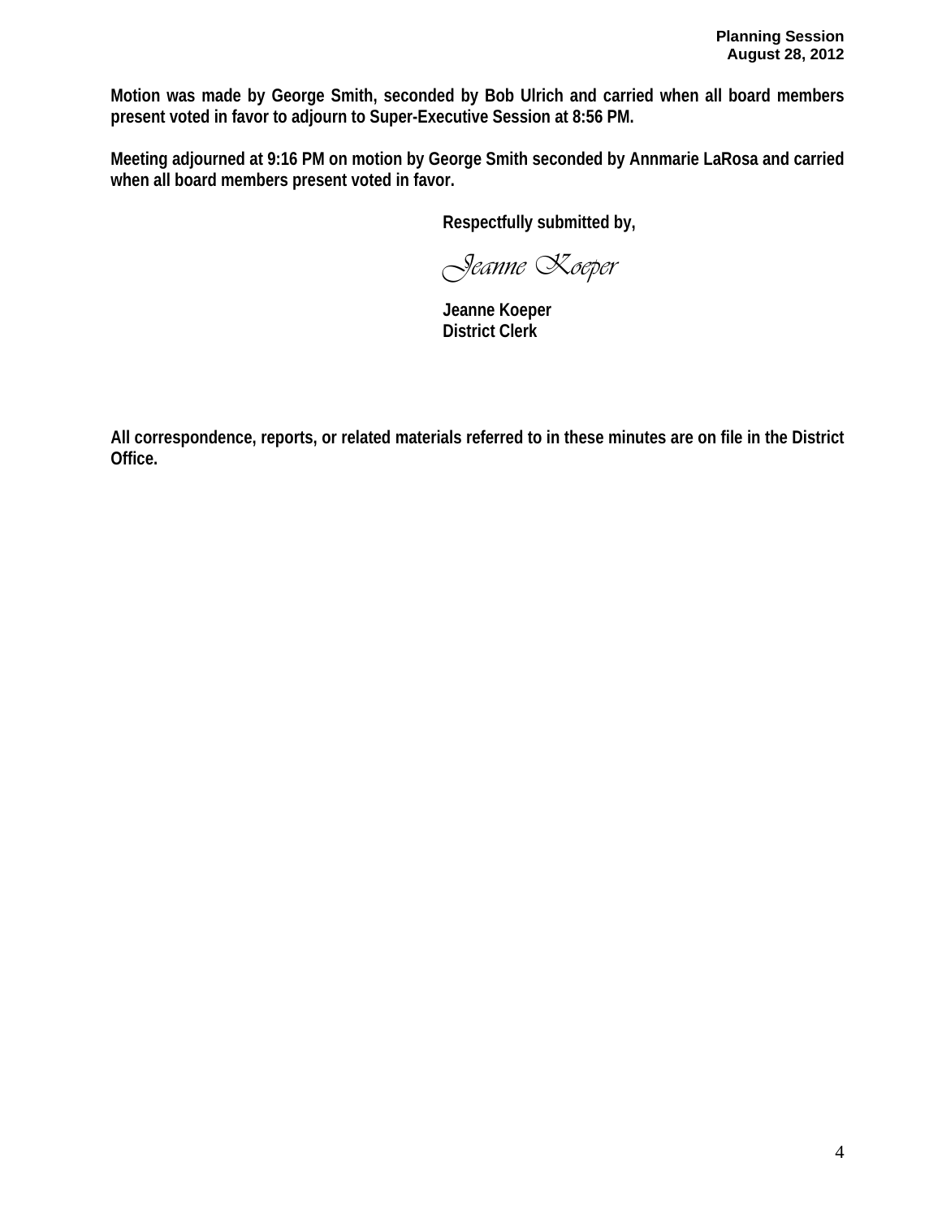**Motion was made by George Smith, seconded by Bob Ulrich and carried when all board members present voted in favor to adjourn to Super-Executive Session at 8:56 PM.**

**Meeting adjourned at 9:16 PM on motion by George Smith seconded by Annmarie LaRosa and carried when all board members present voted in favor.**

**Respectfully submitted by,**

*Jeanne Koeper*

**Jeanne Koeper**
**District Clerk**

**All correspondence, reports, or related materials referred to in these minutes are on file in the District Office.**